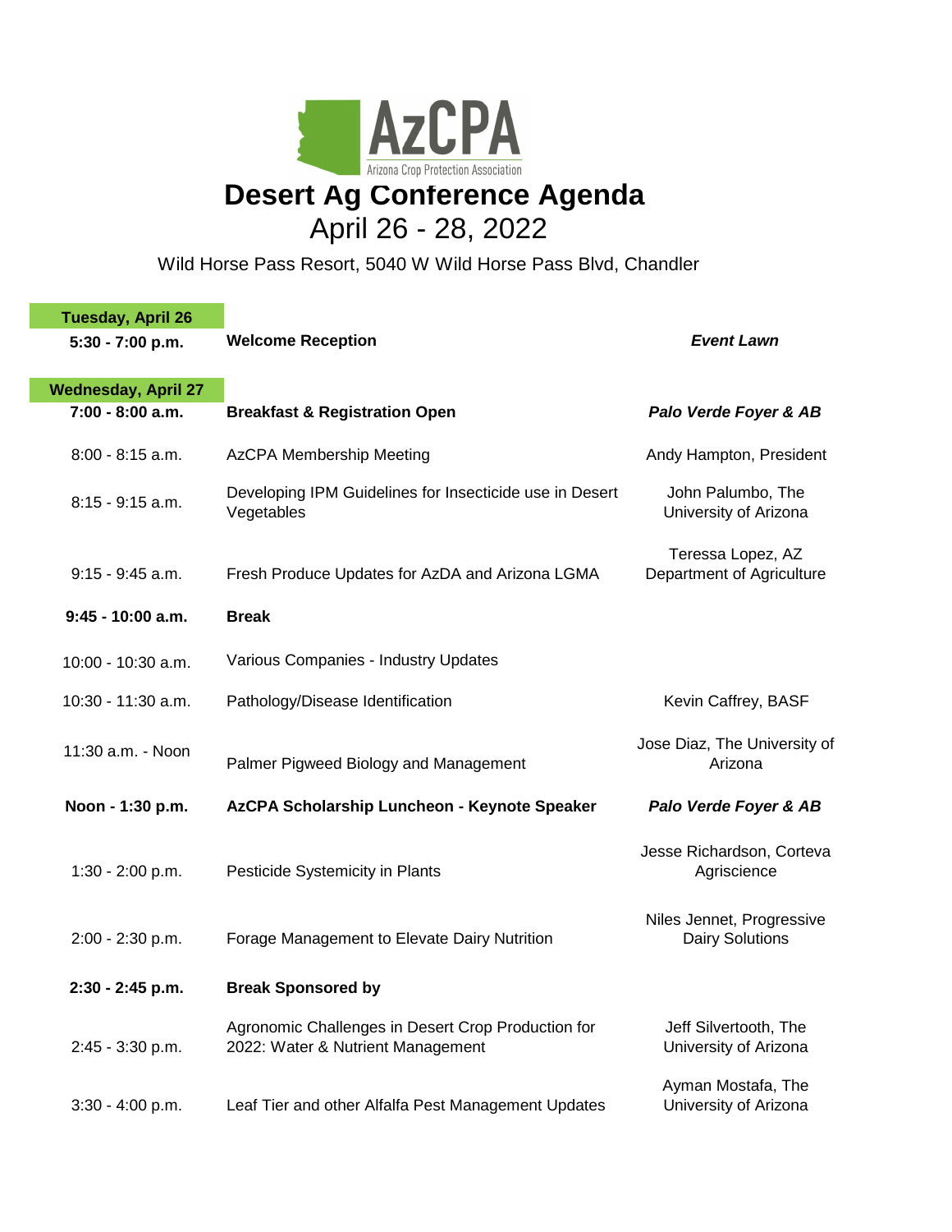AzCPA
Arizona Crop Protection Association

# Desert Ag Conference Agenda

## April 26 - 28, 2022

Wild Horse Pass Resort, 5040 W Wild Horse Pass Blvd, Chandler

| Tuesday, April 26 | | |
|---|---|---|
| **5:30 - 7:00 p.m.** | **Welcome Reception** | ***Event Lawn*** |
| **Wednesday, April 27** | | |
| **7:00 - 8:00 a.m.** | **Breakfast & Registration Open** | ***Palo Verde Foyer & AB*** |
| 8:00 - 8:15 a.m. | AzCPA Membership Meeting | Andy Hampton, President |
| 8:15 - 9:15 a.m. | Developing IPM Guidelines for Insecticide use in Desert Vegetables | John Palumbo, The University of Arizona |
| 9:15 - 9:45 a.m. | Fresh Produce Updates for AzDA and Arizona LGMA | Teressa Lopez, AZ Department of Agriculture |
| **9:45 - 10:00 a.m.** | **Break** | |
| 10:00 - 10:30 a.m. | Various Companies - Industry Updates | |
| 10:30 - 11:30 a.m. | Pathology/Disease Identification | Kevin Caffrey, BASF |
| 11:30 a.m. - Noon | Palmer Pigweed Biology and Management | Jose Diaz, The University of Arizona |
| **Noon - 1:30 p.m.** | **AzCPA Scholarship Luncheon - Keynote Speaker** | ***Palo Verde Foyer & AB*** |
| 1:30 - 2:00 p.m. | Pesticide Systemicity in Plants | Jesse Richardson, Corteva Agriscience |
| 2:00 - 2:30 p.m. | Forage Management to Elevate Dairy Nutrition | Niles Jennet, Progressive Dairy Solutions |
| **2:30 - 2:45 p.m.** | **Break Sponsored by** | |
| 2:45 - 3:30 p.m. | Agronomic Challenges in Desert Crop Production for 2022: Water & Nutrient Management | Jeff Silvertooth, The University of Arizona |
| 3:30 - 4:00 p.m. | Leaf Tier and other Alfalfa Pest Management Updates | Ayman Mostafa, The University of Arizona |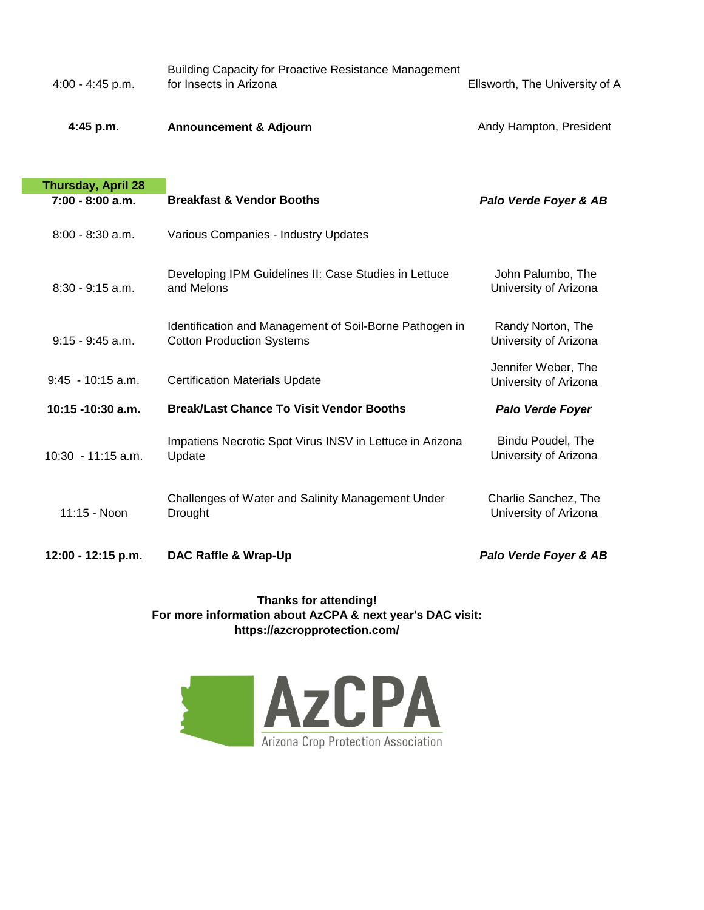| | | |
|---|---|---|
| 4:00 - 4:45 p.m. | Building Capacity for Proactive Resistance Management for Insects in Arizona | Ellsworth, The University of A |
| **4:45 p.m.** | **Announcement & Adjourn** | Andy Hampton, President |
| **Thursday, April 28** | | |
| **7:00 - 8:00 a.m.** | **Breakfast & Vendor Booths** | ***Palo Verde Foyer & AB*** |
| 8:00 - 8:30 a.m. | Various Companies - Industry Updates | |
| 8:30 - 9:15 a.m. | Developing IPM Guidelines II: Case Studies in Lettuce and Melons | John Palumbo, The University of Arizona |
| 9:15 - 9:45 a.m. | Identification and Management of Soil-Borne Pathogen in Cotton Production Systems | Randy Norton, The University of Arizona |
| 9:45 - 10:15 a.m. | Certification Materials Update | Jennifer Weber, The University of Arizona |
| **10:15 -10:30 a.m.** | **Break/Last Chance To Visit Vendor Booths** | ***Palo Verde Foyer*** |
| 10:30 - 11:15 a.m. | Impatiens Necrotic Spot Virus INSV in Lettuce in Arizona Update | Bindu Poudel, The University of Arizona |
| 11:15 - Noon | Challenges of Water and Salinity Management Under Drought | Charlie Sanchez, The University of Arizona |
| **12:00 - 12:15 p.m.** | **DAC Raffle & Wrap-Up** | ***Palo Verde Foyer & AB*** |

**Thanks for attending!**
**For more information about AzCPA & next year's DAC visit:**
**https://azcropprotection.com/**

AzCPA
Arizona Crop Protection Association